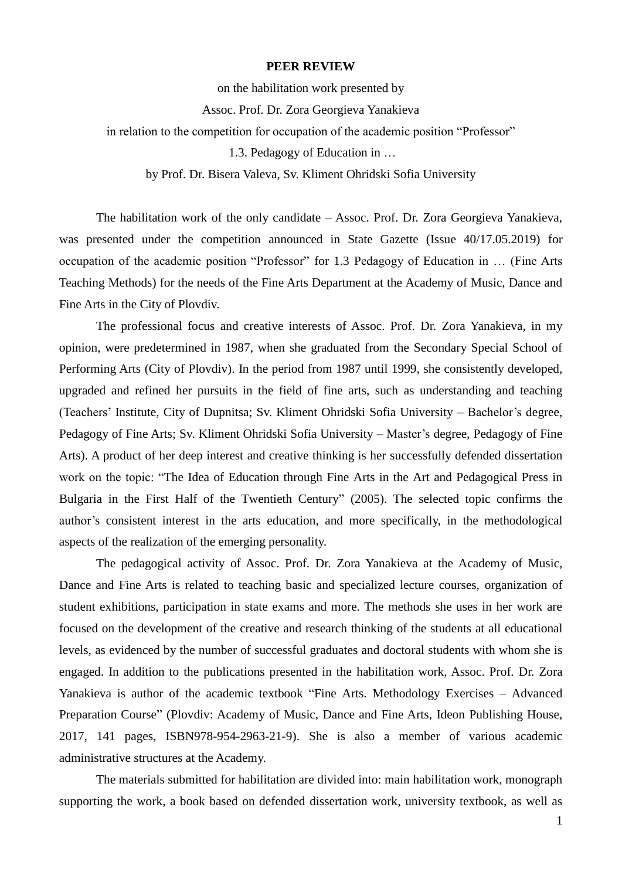**PEER REVIEW**

on the habilitation work presented by

Assoc. Prof. Dr. Zora Georgieva Yanakieva

in relation to the competition for occupation of the academic position “Professor”

1.3. Pedagogy of Education in …

by Prof. Dr. Bisera Valeva, Sv. Kliment Ohridski Sofia University

The habilitation work of the only candidate – Assoc. Prof. Dr. Zora Georgieva Yanakieva, was presented under the competition announced in State Gazette (Issue 40/17.05.2019) for occupation of the academic position “Professor” for 1.3 Pedagogy of Education in … (Fine Arts Teaching Methods) for the needs of the Fine Arts Department at the Academy of Music, Dance and Fine Arts in the City of Plovdiv.

The professional focus and creative interests of Assoc. Prof. Dr. Zora Yanakieva, in my opinion, were predetermined in 1987, when she graduated from the Secondary Special School of Performing Arts (City of Plovdiv). In the period from 1987 until 1999, she consistently developed, upgraded and refined her pursuits in the field of fine arts, such as understanding and teaching (Teachers’ Institute, City of Dupnitsa; Sv. Kliment Ohridski Sofia University – Bachelor’s degree, Pedagogy of Fine Arts; Sv. Kliment Ohridski Sofia University – Master’s degree, Pedagogy of Fine Arts). A product of her deep interest and creative thinking is her successfully defended dissertation work on the topic: “The Idea of Education through Fine Arts in the Art and Pedagogical Press in Bulgaria in the First Half of the Twentieth Century” (2005). The selected topic confirms the author’s consistent interest in the arts education, and more specifically, in the methodological aspects of the realization of the emerging personality.

The pedagogical activity of Assoc. Prof. Dr. Zora Yanakieva at the Academy of Music, Dance and Fine Arts is related to teaching basic and specialized lecture courses, organization of student exhibitions, participation in state exams and more. The methods she uses in her work are focused on the development of the creative and research thinking of the students at all educational levels, as evidenced by the number of successful graduates and doctoral students with whom she is engaged. In addition to the publications presented in the habilitation work, Assoc. Prof. Dr. Zora Yanakieva is author of the academic textbook “Fine Arts. Methodology Exercises – Advanced Preparation Course” (Plovdiv: Academy of Music, Dance and Fine Arts, Ideon Publishing House, 2017, 141 pages, ISBN978-954-2963-21-9). She is also a member of various academic administrative structures at the Academy.

The materials submitted for habilitation are divided into: main habilitation work, monograph supporting the work, a book based on defended dissertation work, university textbook, as well as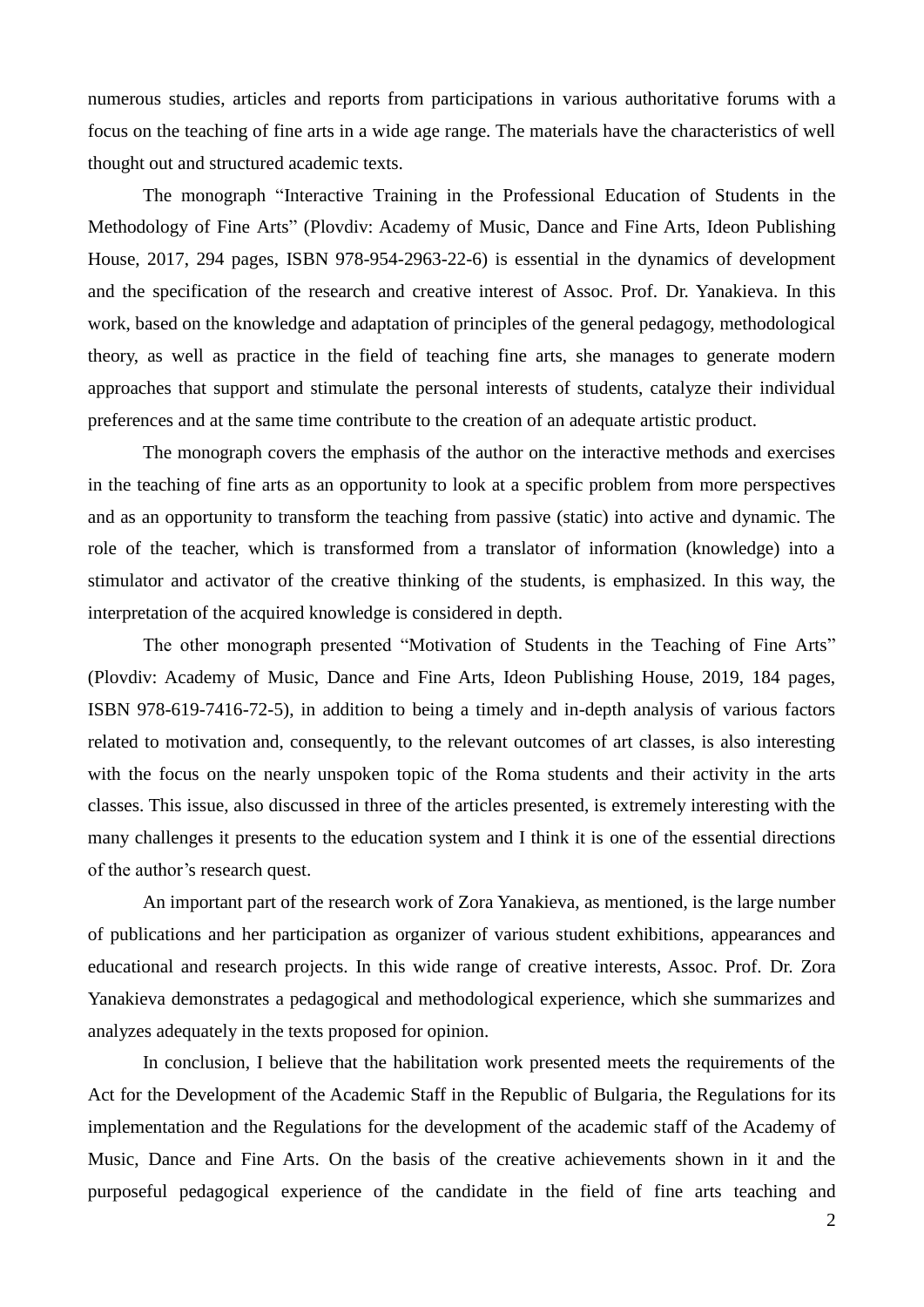numerous studies, articles and reports from participations in various authoritative forums with a focus on the teaching of fine arts in a wide age range. The materials have the characteristics of well thought out and structured academic texts.

The monograph "Interactive Training in the Professional Education of Students in the Methodology of Fine Arts" (Plovdiv: Academy of Music, Dance and Fine Arts, Ideon Publishing House, 2017, 294 pages, ISBN 978-954-2963-22-6) is essential in the dynamics of development and the specification of the research and creative interest of Assoc. Prof. Dr. Yanakieva. In this work, based on the knowledge and adaptation of principles of the general pedagogy, methodological theory, as well as practice in the field of teaching fine arts, she manages to generate modern approaches that support and stimulate the personal interests of students, catalyze their individual preferences and at the same time contribute to the creation of an adequate artistic product.

The monograph covers the emphasis of the author on the interactive methods and exercises in the teaching of fine arts as an opportunity to look at a specific problem from more perspectives and as an opportunity to transform the teaching from passive (static) into active and dynamic. The role of the teacher, which is transformed from a translator of information (knowledge) into a stimulator and activator of the creative thinking of the students, is emphasized. In this way, the interpretation of the acquired knowledge is considered in depth.

The other monograph presented "Motivation of Students in the Teaching of Fine Arts" (Plovdiv: Academy of Music, Dance and Fine Arts, Ideon Publishing House, 2019, 184 pages, ISBN 978-619-7416-72-5), in addition to being a timely and in-depth analysis of various factors related to motivation and, consequently, to the relevant outcomes of art classes, is also interesting with the focus on the nearly unspoken topic of the Roma students and their activity in the arts classes. This issue, also discussed in three of the articles presented, is extremely interesting with the many challenges it presents to the education system and I think it is one of the essential directions of the author's research quest.

An important part of the research work of Zora Yanakieva, as mentioned, is the large number of publications and her participation as organizer of various student exhibitions, appearances and educational and research projects. In this wide range of creative interests, Assoc. Prof. Dr. Zora Yanakieva demonstrates a pedagogical and methodological experience, which she summarizes and analyzes adequately in the texts proposed for opinion.

In conclusion, I believe that the habilitation work presented meets the requirements of the Act for the Development of the Academic Staff in the Republic of Bulgaria, the Regulations for its implementation and the Regulations for the development of the academic staff of the Academy of Music, Dance and Fine Arts. On the basis of the creative achievements shown in it and the purposeful pedagogical experience of the candidate in the field of fine arts teaching and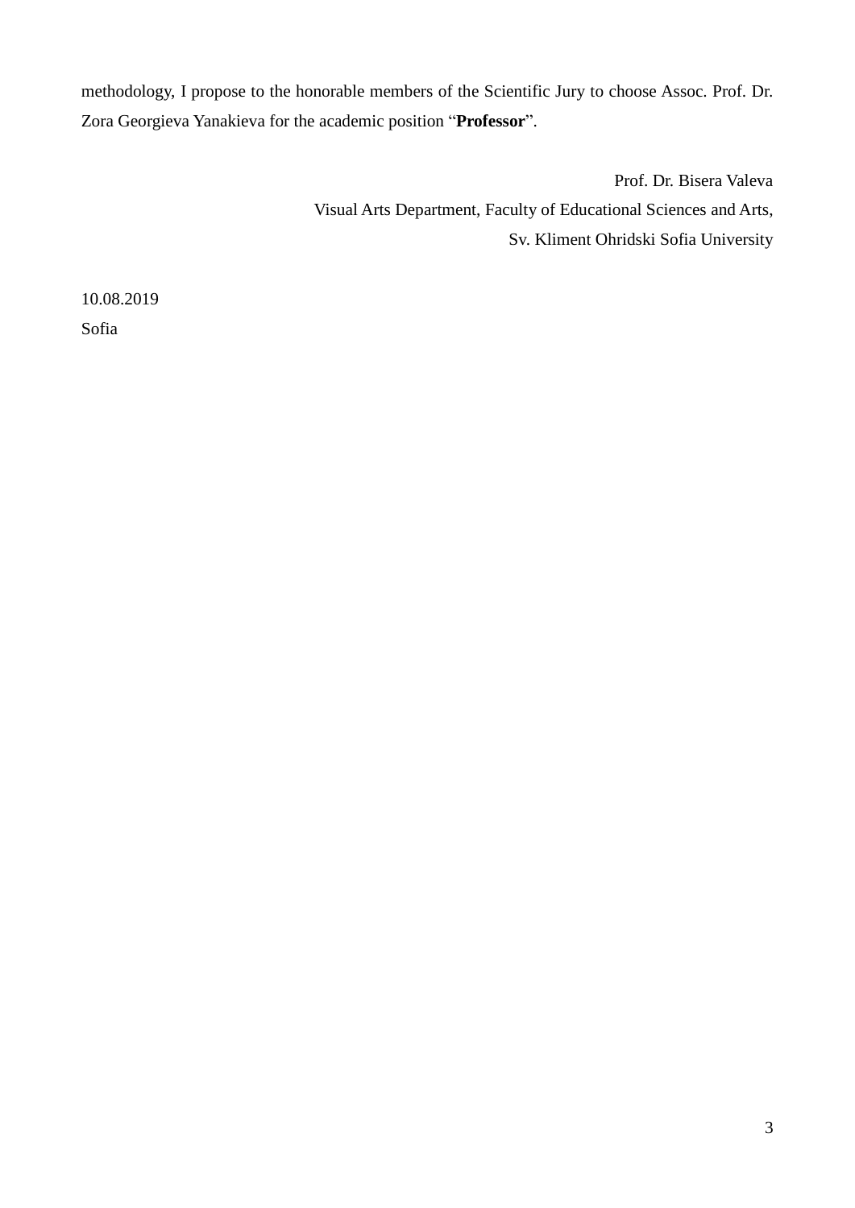methodology, I propose to the honorable members of the Scientific Jury to choose Assoc. Prof. Dr. Zora Georgieva Yanakieva for the academic position "**Professor**".

Prof. Dr. Bisera Valeva
Visual Arts Department, Faculty of Educational Sciences and Arts,
Sv. Kliment Ohridski Sofia University

10.08.2019
Sofia